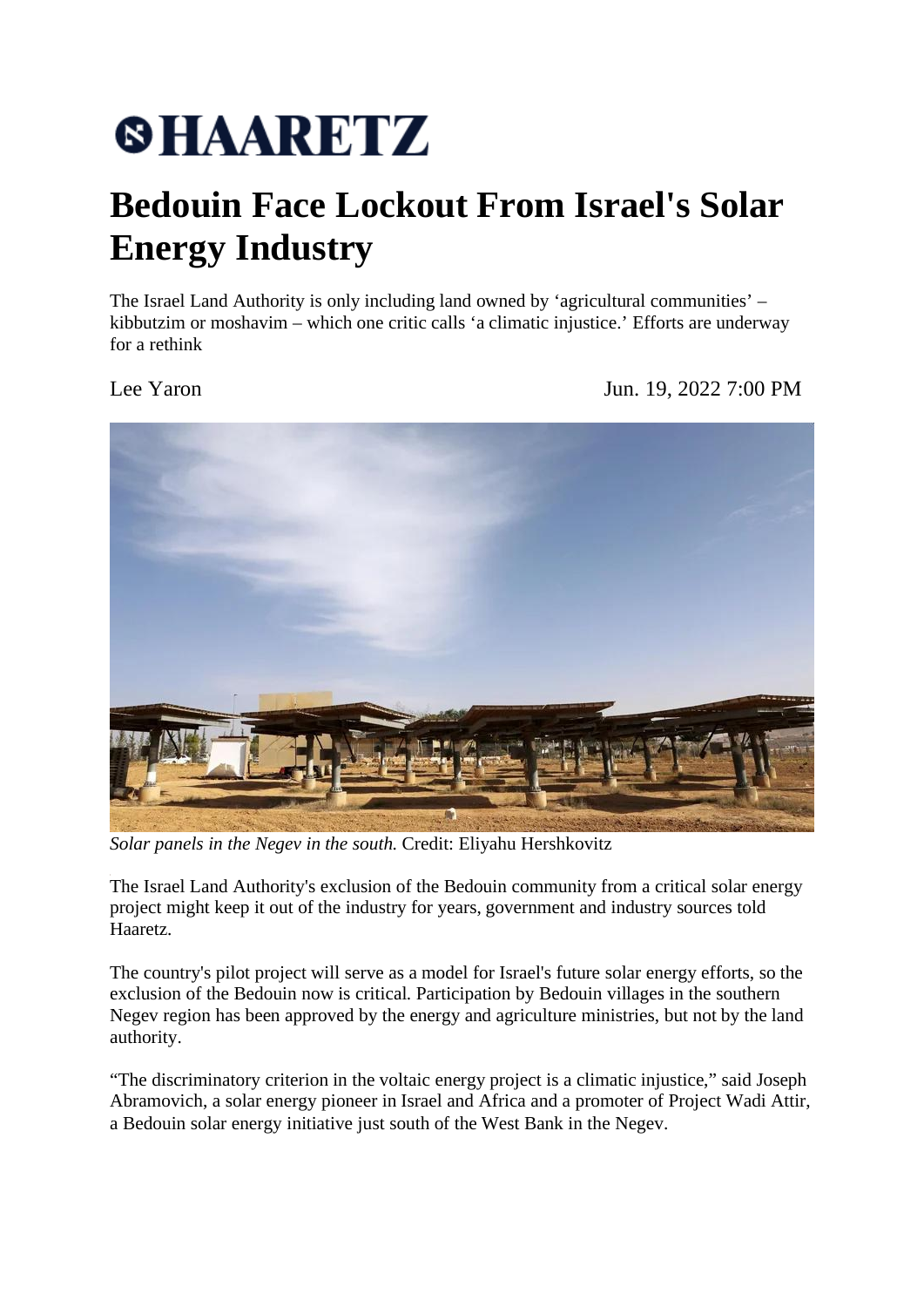# HAARETZ

# Bedouin Face Lockout From Israel's Solar Energy Industry

The Israel Land Authority is only including land owned by 'agricultural communities' – kibbutzim or moshavim – which one critic calls 'a climatic injustice.' Efforts are underway for a rethink

Lee Yaron — Jun. 19, 2022 7:00 PM

*Solar panels in the Negev in the south.* Credit: Eliyahu Hershkovitz

The Israel Land Authority's exclusion of the Bedouin community from a critical solar energy project might keep it out of the industry for years, government and industry sources told Haaretz.

The country's pilot project will serve as a model for Israel's future solar energy efforts, so the exclusion of the Bedouin now is critical. Participation by Bedouin villages in the southern Negev region has been approved by the energy and agriculture ministries, but not by the land authority.

"The discriminatory criterion in the voltaic energy project is a climatic injustice," said Joseph Abramovich, a solar energy pioneer in Israel and Africa and a promoter of Project Wadi Attir, a Bedouin solar energy initiative just south of the West Bank in the Negev.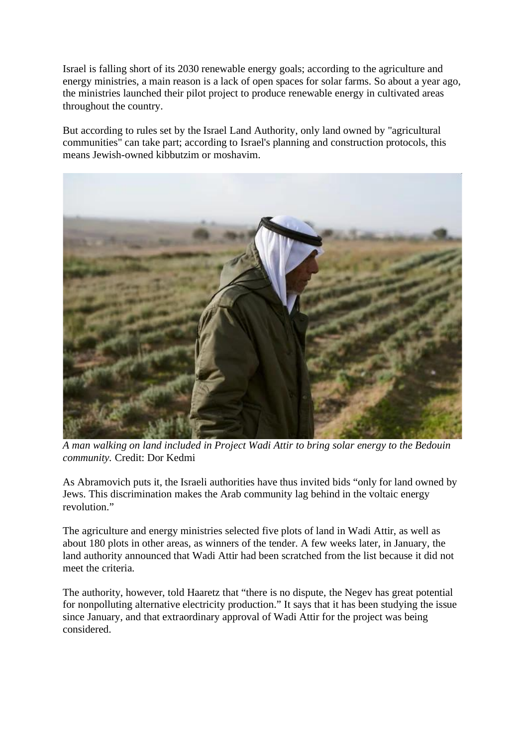Israel is falling short of its 2030 renewable energy goals; according to the agriculture and energy ministries, a main reason is a lack of open spaces for solar farms. So about a year ago, the ministries launched their pilot project to produce renewable energy in cultivated areas throughout the country.

But according to rules set by the Israel Land Authority, only land owned by "agricultural communities" can take part; according to Israel's planning and construction protocols, this means Jewish-owned kibbutzim or moshavim.

*A man walking on land included in Project Wadi Attir to bring solar energy to the Bedouin community.* Credit: Dor Kedmi

As Abramovich puts it, the Israeli authorities have thus invited bids "only for land owned by Jews. This discrimination makes the Arab community lag behind in the voltaic energy revolution."

The agriculture and energy ministries selected five plots of land in Wadi Attir, as well as about 180 plots in other areas, as winners of the tender. A few weeks later, in January, the land authority announced that Wadi Attir had been scratched from the list because it did not meet the criteria.

The authority, however, told Haaretz that "there is no dispute, the Negev has great potential for nonpolluting alternative electricity production." It says that it has been studying the issue since January, and that extraordinary approval of Wadi Attir for the project was being considered.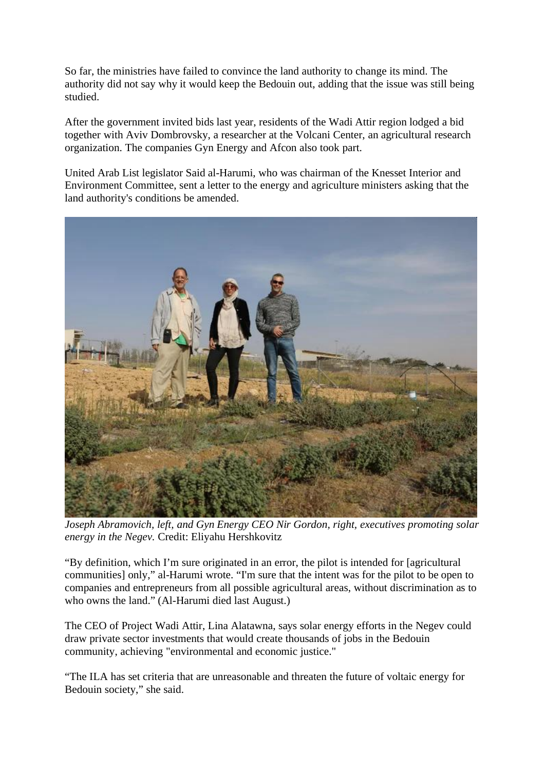So far, the ministries have failed to convince the land authority to change its mind. The authority did not say why it would keep the Bedouin out, adding that the issue was still being studied.

After the government invited bids last year, residents of the Wadi Attir region lodged a bid together with Aviv Dombrovsky, a researcher at the Volcani Center, an agricultural research organization. The companies Gyn Energy and Afcon also took part.

United Arab List legislator Said al-Harumi, who was chairman of the Knesset Interior and Environment Committee, sent a letter to the energy and agriculture ministers asking that the land authority's conditions be amended.

*Joseph Abramovich, left, and Gyn Energy CEO Nir Gordon, right, executives promoting solar energy in the Negev.* Credit: Eliyahu Hershkovitz

“By definition, which I’m sure originated in an error, the pilot is intended for [agricultural communities] only,” al-Harumi wrote. “I'm sure that the intent was for the pilot to be open to companies and entrepreneurs from all possible agricultural areas, without discrimination as to who owns the land.” (Al-Harumi died last August.)

The CEO of Project Wadi Attir, Lina Alatawna, says solar energy efforts in the Negev could draw private sector investments that would create thousands of jobs in the Bedouin community, achieving "environmental and economic justice."

“The ILA has set criteria that are unreasonable and threaten the future of voltaic energy for Bedouin society,” she said.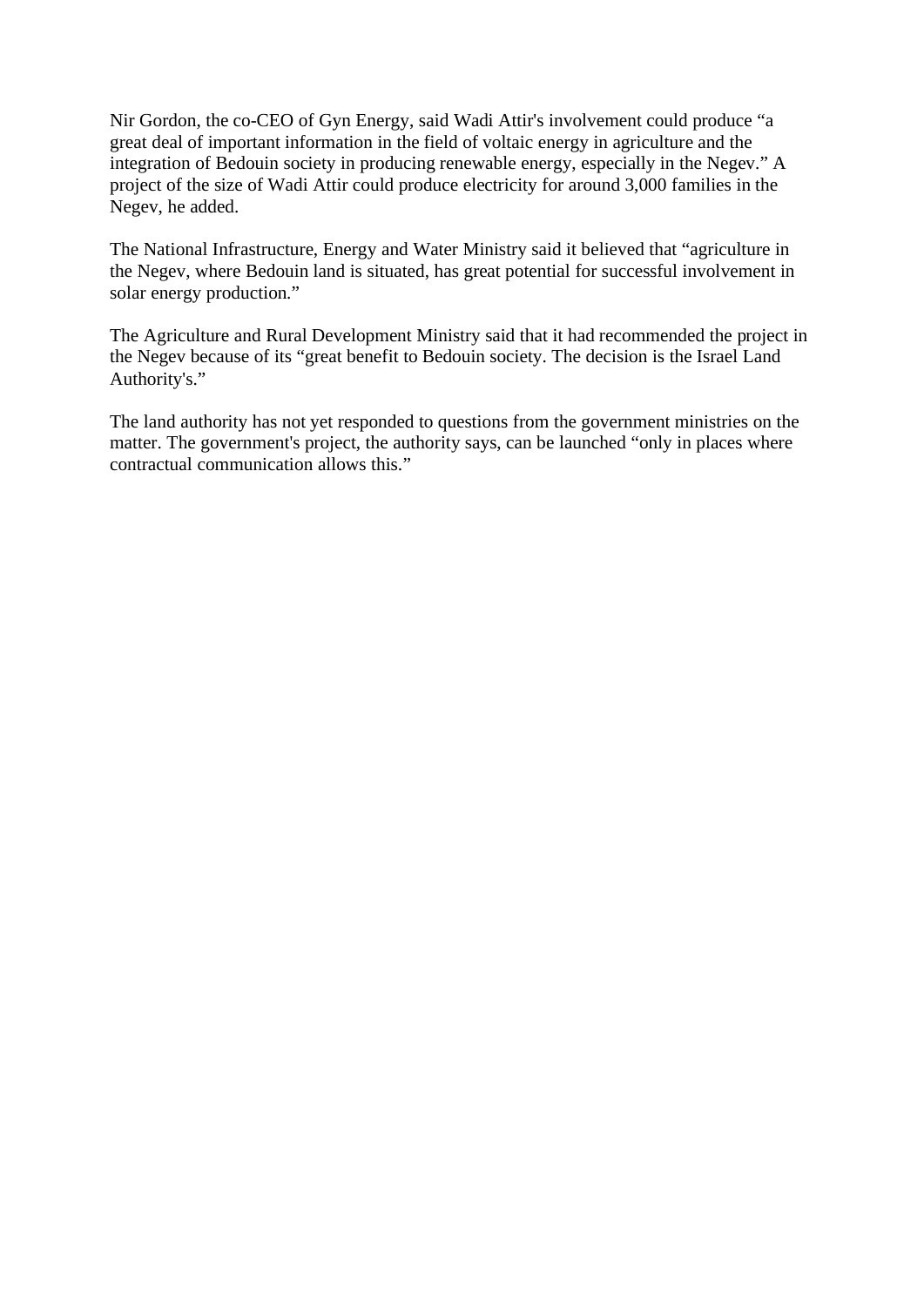Nir Gordon, the co-CEO of Gyn Energy, said Wadi Attir's involvement could produce "a great deal of important information in the field of voltaic energy in agriculture and the integration of Bedouin society in producing renewable energy, especially in the Negev." A project of the size of Wadi Attir could produce electricity for around 3,000 families in the Negev, he added.

The National Infrastructure, Energy and Water Ministry said it believed that "agriculture in the Negev, where Bedouin land is situated, has great potential for successful involvement in solar energy production."

The Agriculture and Rural Development Ministry said that it had recommended the project in the Negev because of its "great benefit to Bedouin society. The decision is the Israel Land Authority's."

The land authority has not yet responded to questions from the government ministries on the matter. The government's project, the authority says, can be launched "only in places where contractual communication allows this."